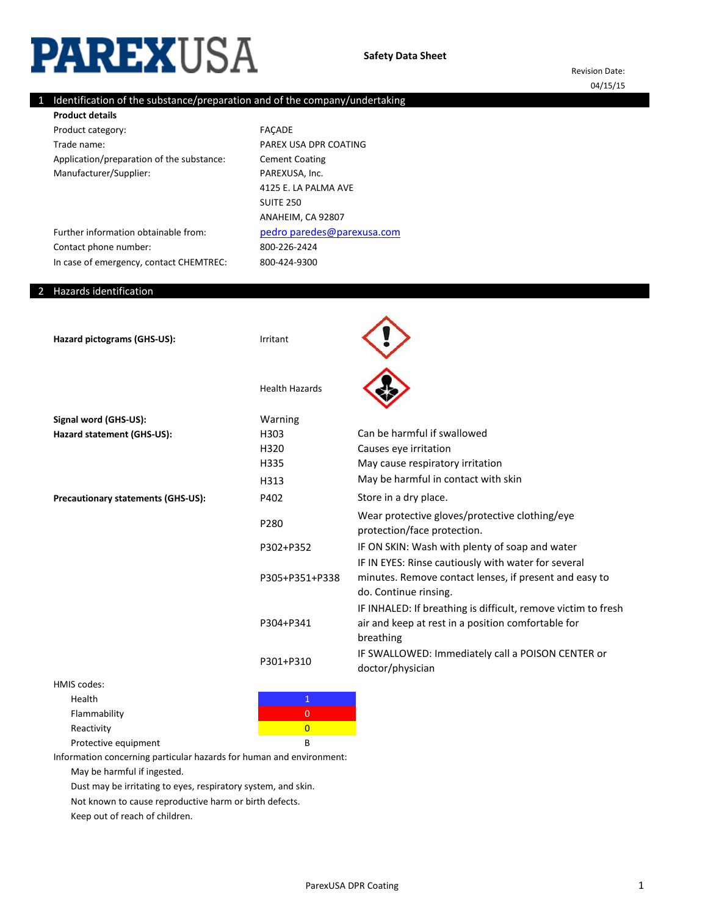# PAREXUSA

**Safety Data Sheet**

Revision Date: 04/15/15

## 1 Identification of the substance/preparation and of the company/undertaking

**Product details**

| | |
|---|---|
| Product category: | FAÇADE |
| Trade name: | PAREX USA DPR COATING |
| Application/preparation of the substance: | Cement Coating |
| Manufacturer/Supplier: | PAREXUSA, Inc.<br>4125 E. LA PALMA AVE<br>SUITE 250<br>ANAHEIM, CA 92807 |
| Further information obtainable from: | pedro paredes@parexusa.com |
| Contact phone number: | 800-226-2424 |
| In case of emergency, contact CHEMTREC: | 800-424-9300 |

## 2 Hazards identification

**Hazard pictograms (GHS-US):** Irritant

Health Hazards

**Signal word (GHS-US):** Warning

**Hazard statement (GHS-US):**

| | |
|---|---|
| H303 | Can be harmful if swallowed |
| H320 | Causes eye irritation |
| H335 | May cause respiratory irritation |
| H313 | May be harmful in contact with skin |

**Precautionary statements (GHS-US):**

| | |
|---|---|
| P402 | Store in a dry place. |
| P280 | Wear protective gloves/protective clothing/eye protection/face protection. |
| P302+P352 | IF ON SKIN: Wash with plenty of soap and water |
| P305+P351+P338 | IF IN EYES: Rinse cautiously with water for several minutes. Remove contact lenses, if present and easy to do. Continue rinsing. |
| P304+P341 | IF INHALED: If breathing is difficult, remove victim to fresh air and keep at rest in a position comfortable for breathing |
| P301+P310 | IF SWALLOWED: Immediately call a POISON CENTER or doctor/physician |

HMIS codes:

| | |
|---|---|
| Health | 1 |
| Flammability | 0 |
| Reactivity | 0 |
| Protective equipment | B |

Information concerning particular hazards for human and environment:

- May be harmful if ingested.
- Dust may be irritating to eyes, respiratory system, and skin.
- Not known to cause reproductive harm or birth defects.
- Keep out of reach of children.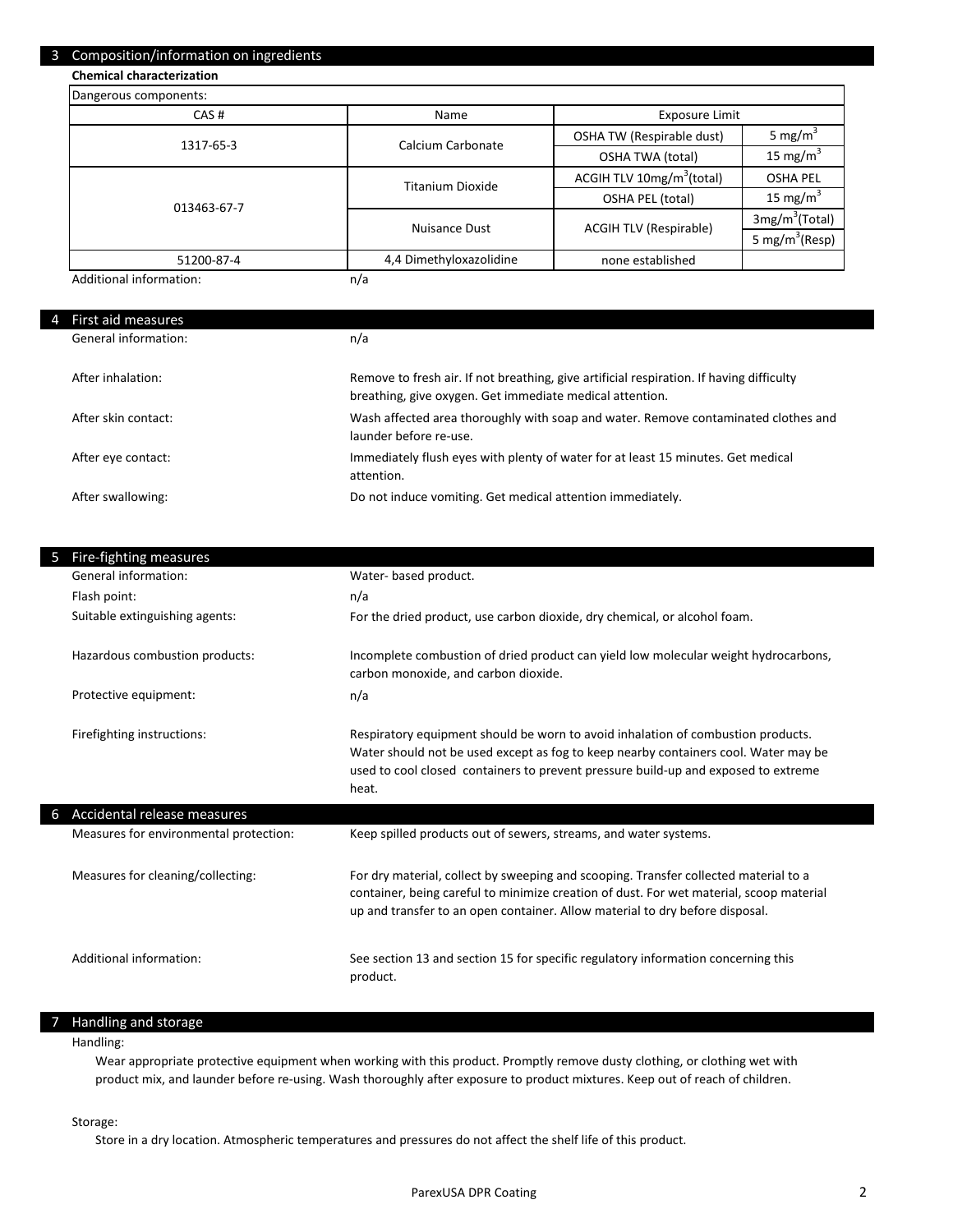## 3 Composition/information on ingredients

**Chemical characterization**

Dangerous components:

| CAS # | Name | Exposure Limit | |
|---|---|---|---|
| 1317-65-3 | Calcium Carbonate | OSHA TW (Respirable dust) | 5 $mg/m^3$ |
| | | OSHA TWA (total) | 15 $mg/m^3$ |
| 013463-67-7 | Titanium Dioxide | ACGIH TLV 10mg/$m^3$(total) | OSHA PEL |
| | | OSHA PEL (total) | 15 $mg/m^3$ |
| | Nuisance Dust | ACGIH TLV (Respirable) | 3mg/$m^3$(Total) |
| | | | 5 $mg/m^3$(Resp) |
| 51200-87-4 | 4,4 Dimethyloxazolidine | none established | |

Additional information: n/a

## 4 First aid measures

General information: n/a

After inhalation: Remove to fresh air. If not breathing, give artificial respiration. If having difficulty breathing, give oxygen. Get immediate medical attention.

After skin contact: Wash affected area thoroughly with soap and water. Remove contaminated clothes and launder before re-use.

After eye contact: Immediately flush eyes with plenty of water for at least 15 minutes. Get medical attention.

After swallowing: Do not induce vomiting. Get medical attention immediately.

## 5 Fire-fighting measures

General information: Water- based product.

Flash point: n/a

Suitable extinguishing agents: For the dried product, use carbon dioxide, dry chemical, or alcohol foam.

Hazardous combustion products: Incomplete combustion of dried product can yield low molecular weight hydrocarbons, carbon monoxide, and carbon dioxide.

Protective equipment: n/a

Firefighting instructions: Respiratory equipment should be worn to avoid inhalation of combustion products. Water should not be used except as fog to keep nearby containers cool. Water may be used to cool closed containers to prevent pressure build-up and exposed to extreme heat.

## 6 Accidental release measures

Measures for environmental protection: Keep spilled products out of sewers, streams, and water systems.

Measures for cleaning/collecting: For dry material, collect by sweeping and scooping. Transfer collected material to a container, being careful to minimize creation of dust. For wet material, scoop material up and transfer to an open container. Allow material to dry before disposal.

Additional information: See section 13 and section 15 for specific regulatory information concerning this product.

## 7 Handling and storage

Handling:

Wear appropriate protective equipment when working with this product. Promptly remove dusty clothing, or clothing wet with product mix, and launder before re-using. Wash thoroughly after exposure to product mixtures. Keep out of reach of children.

Storage:

Store in a dry location. Atmospheric temperatures and pressures do not affect the shelf life of this product.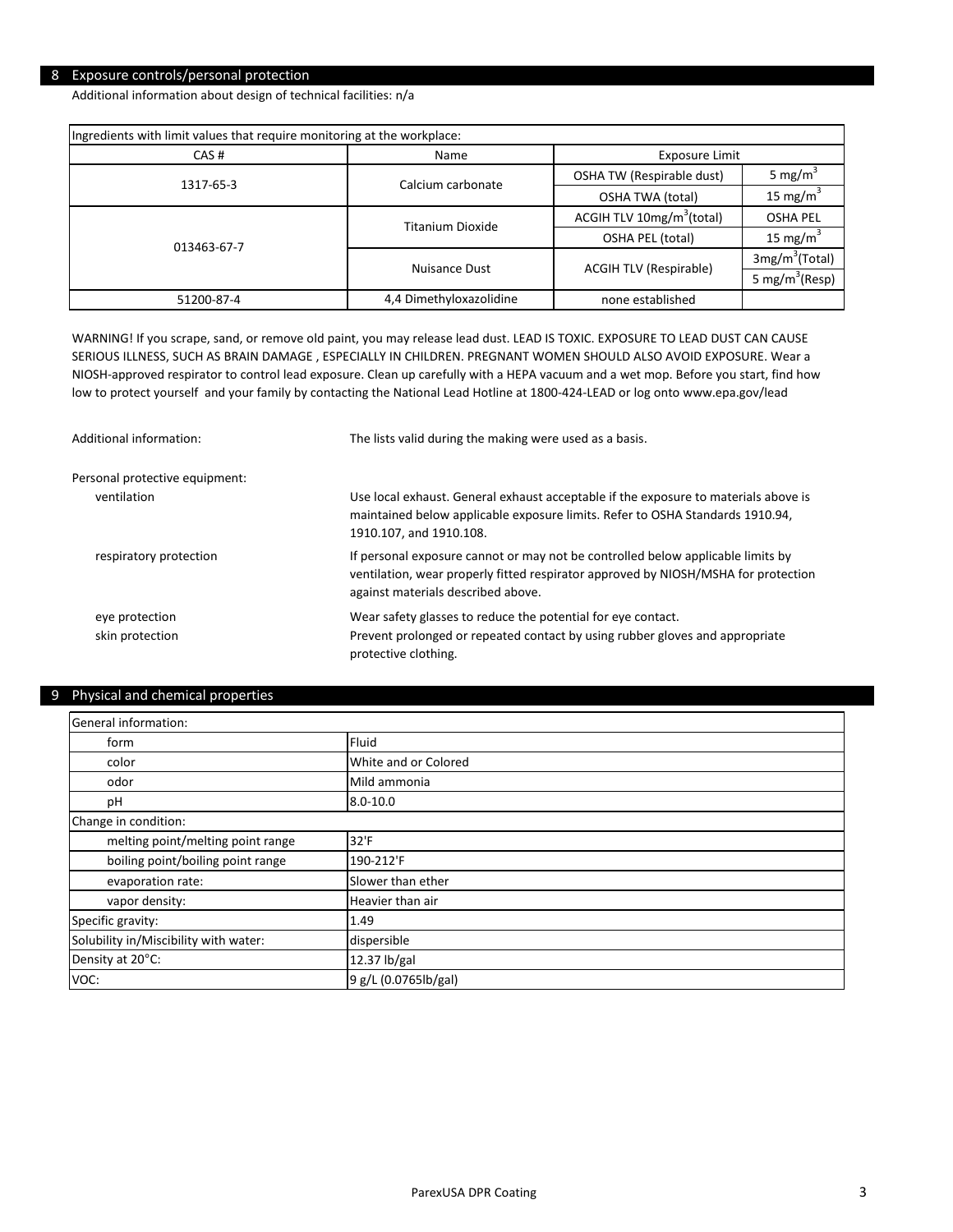## 8 Exposure controls/personal protection

Additional information about design of technical facilities: n/a

| Ingredients with limit values that require monitoring at the workplace: | | | |
|---|---|---|---|
| CAS # | Name | Exposure Limit | |
| 1317-65-3 | Calcium carbonate | OSHA TW (Respirable dust) | 5 $mg/m^3$ |
| | | OSHA TWA (total) | 15 $mg/m^3$ |
| 013463-67-7 | Titanium Dioxide | ACGIH TLV 10$mg/m^3$(total) | OSHA PEL |
| | | OSHA PEL (total) | 15 $mg/m^3$ |
| | Nuisance Dust | ACGIH TLV (Respirable) | 3$mg/m^3$(Total) |
| | | | 5 $mg/m^3$(Resp) |
| 51200-87-4 | 4,4 Dimethyloxazolidine | none established | |

WARNING! If you scrape, sand, or remove old paint, you may release lead dust. LEAD IS TOXIC. EXPOSURE TO LEAD DUST CAN CAUSE SERIOUS ILLNESS, SUCH AS BRAIN DAMAGE , ESPECIALLY IN CHILDREN. PREGNANT WOMEN SHOULD ALSO AVOID EXPOSURE. Wear a NIOSH-approved respirator to control lead exposure. Clean up carefully with a HEPA vacuum and a wet mop. Before you start, find how low to protect yourself and your family by contacting the National Lead Hotline at 1800-424-LEAD or log onto www.epa.gov/lead

Additional information: The lists valid during the making were used as a basis.

Personal protective equipment:

- ventilation: Use local exhaust. General exhaust acceptable if the exposure to materials above is maintained below applicable exposure limits. Refer to OSHA Standards 1910.94, 1910.107, and 1910.108.
- respiratory protection: If personal exposure cannot or may not be controlled below applicable limits by ventilation, wear properly fitted respirator approved by NIOSH/MSHA for protection against materials described above.
- eye protection: Wear safety glasses to reduce the potential for eye contact.
- skin protection: Prevent prolonged or repeated contact by using rubber gloves and appropriate protective clothing.

## 9 Physical and chemical properties

| General information: | |
|---|---|
| form | Fluid |
| color | White and or Colored |
| odor | Mild ammonia |
| pH | 8.0-10.0 |
| Change in condition: | |
| melting point/melting point range | 32'F |
| boiling point/boiling point range | 190-212'F |
| evaporation rate: | Slower than ether |
| vapor density: | Heavier than air |
| Specific gravity: | 1.49 |
| Solubility in/Miscibility with water: | dispersible |
| Density at 20°C: | 12.37 lb/gal |
| VOC: | 9 g/L (0.0765lb/gal) |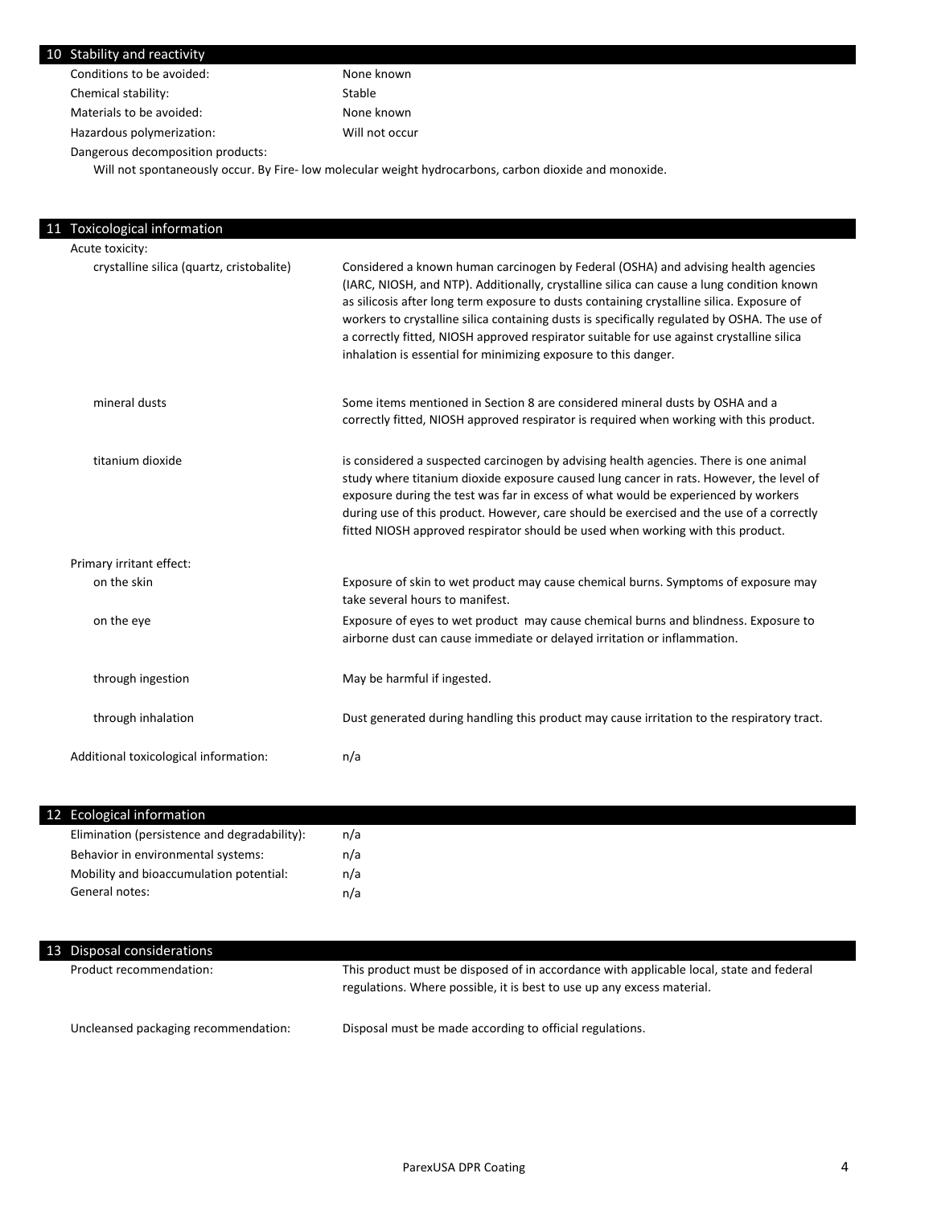## 10 Stability and reactivity

| | |
|---|---|
| Conditions to be avoided: | None known |
| Chemical stability: | Stable |
| Materials to be avoided: | None known |
| Hazardous polymerization: | Will not occur |

Dangerous decomposition products:

Will not spontaneously occur. By Fire- low molecular weight hydrocarbons, carbon dioxide and monoxide.

## 11 Toxicological information

Acute toxicity:

| | |
|---|---|
| crystalline silica (quartz, cristobalite) | Considered a known human carcinogen by Federal (OSHA) and advising health agencies (IARC, NIOSH, and NTP). Additionally, crystalline silica can cause a lung condition known as silicosis after long term exposure to dusts containing crystalline silica. Exposure of workers to crystalline silica containing dusts is specifically regulated by OSHA. The use of a correctly fitted, NIOSH approved respirator suitable for use against crystalline silica inhalation is essential for minimizing exposure to this danger. |
| mineral dusts | Some items mentioned in Section 8 are considered mineral dusts by OSHA and a correctly fitted, NIOSH approved respirator is required when working with this product. |
| titanium dioxide | is considered a suspected carcinogen by advising health agencies. There is one animal study where titanium dioxide exposure caused lung cancer in rats. However, the level of exposure during the test was far in excess of what would be experienced by workers during use of this product. However, care should be exercised and the use of a correctly fitted NIOSH approved respirator should be used when working with this product. |

Primary irritant effect:

| | |
|---|---|
| on the skin | Exposure of skin to wet product may cause chemical burns. Symptoms of exposure may take several hours to manifest. |
| on the eye | Exposure of eyes to wet product may cause chemical burns and blindness. Exposure to airborne dust can cause immediate or delayed irritation or inflammation. |
| through ingestion | May be harmful if ingested. |
| through inhalation | Dust generated during handling this product may cause irritation to the respiratory tract. |

Additional toxicological information: n/a

## 12 Ecological information

| | |
|---|---|
| Elimination (persistence and degradability): | n/a |
| Behavior in environmental systems: | n/a |
| Mobility and bioaccumulation potential: | n/a |
| General notes: | n/a |

## 13 Disposal considerations

| | |
|---|---|
| Product recommendation: | This product must be disposed of in accordance with applicable local, state and federal regulations. Where possible, it is best to use up any excess material. |
| Uncleansed packaging recommendation: | Disposal must be made according to official regulations. |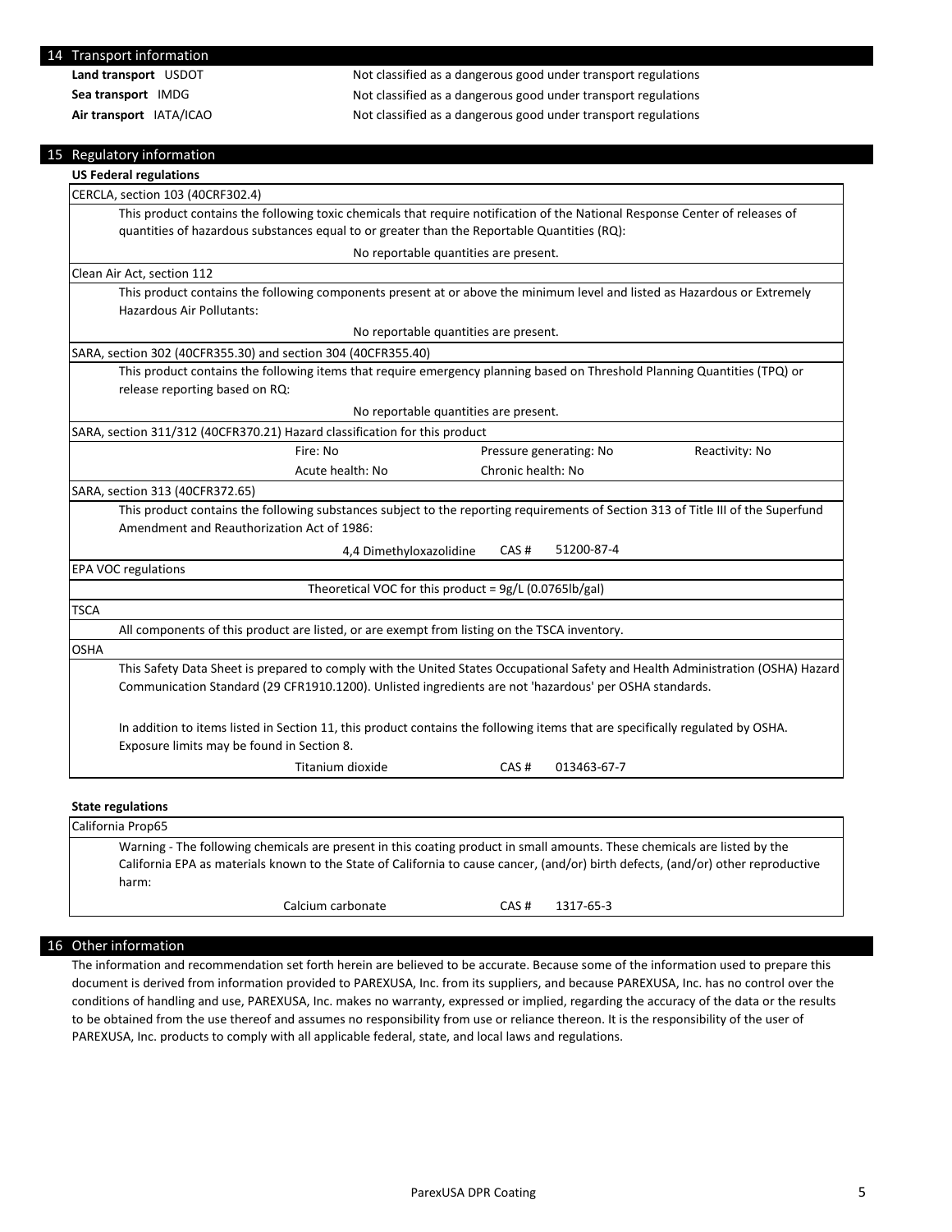## 14 Transport information

**Land transport** USDOT — Not classified as a dangerous good under transport regulations

**Sea transport** IMDG — Not classified as a dangerous good under transport regulations

**Air transport** IATA/ICAO — Not classified as a dangerous good under transport regulations

## 15 Regulatory information

**US Federal regulations**

CERCLA, section 103 (40CRF302.4)

This product contains the following toxic chemicals that require notification of the National Response Center of releases of quantities of hazardous substances equal to or greater than the Reportable Quantities (RQ):

No reportable quantities are present.

Clean Air Act, section 112

This product contains the following components present at or above the minimum level and listed as Hazardous or Extremely Hazardous Air Pollutants:

No reportable quantities are present.

SARA, section 302 (40CFR355.30) and section 304 (40CFR355.40)

This product contains the following items that require emergency planning based on Threshold Planning Quantities (TPQ) or release reporting based on RQ:

No reportable quantities are present.

SARA, section 311/312 (40CFR370.21) Hazard classification for this product

| | | |
|---|---|---|
| Fire: No | Pressure generating: No | Reactivity: No |
| Acute health: No | Chronic health: No | |

SARA, section 313 (40CFR372.65)

This product contains the following substances subject to the reporting requirements of Section 313 of Title III of the Superfund Amendment and Reauthorization Act of 1986:

4,4 Dimethyloxazolidine CAS # 51200-87-4

EPA VOC regulations

Theoretical VOC for this product = 9g/L (0.0765lb/gal)

TSCA

All components of this product are listed, or are exempt from listing on the TSCA inventory.

OSHA

This Safety Data Sheet is prepared to comply with the United States Occupational Safety and Health Administration (OSHA) Hazard Communication Standard (29 CFR1910.1200). Unlisted ingredients are not 'hazardous' per OSHA standards.

In addition to items listed in Section 11, this product contains the following items that are specifically regulated by OSHA. Exposure limits may be found in Section 8.

Titanium dioxide CAS # 013463-67-7

**State regulations**

California Prop65

Warning - The following chemicals are present in this coating product in small amounts. These chemicals are listed by the California EPA as materials known to the State of California to cause cancer, (and/or) birth defects, (and/or) other reproductive harm:

Calcium carbonate CAS # 1317-65-3

## 16 Other information

The information and recommendation set forth herein are believed to be accurate. Because some of the information used to prepare this document is derived from information provided to PAREXUSA, Inc. from its suppliers, and because PAREXUSA, Inc. has no control over the conditions of handling and use, PAREXUSA, Inc. makes no warranty, expressed or implied, regarding the accuracy of the data or the results to be obtained from the use thereof and assumes no responsibility from use or reliance thereon. It is the responsibility of the user of PAREXUSA, Inc. products to comply with all applicable federal, state, and local laws and regulations.